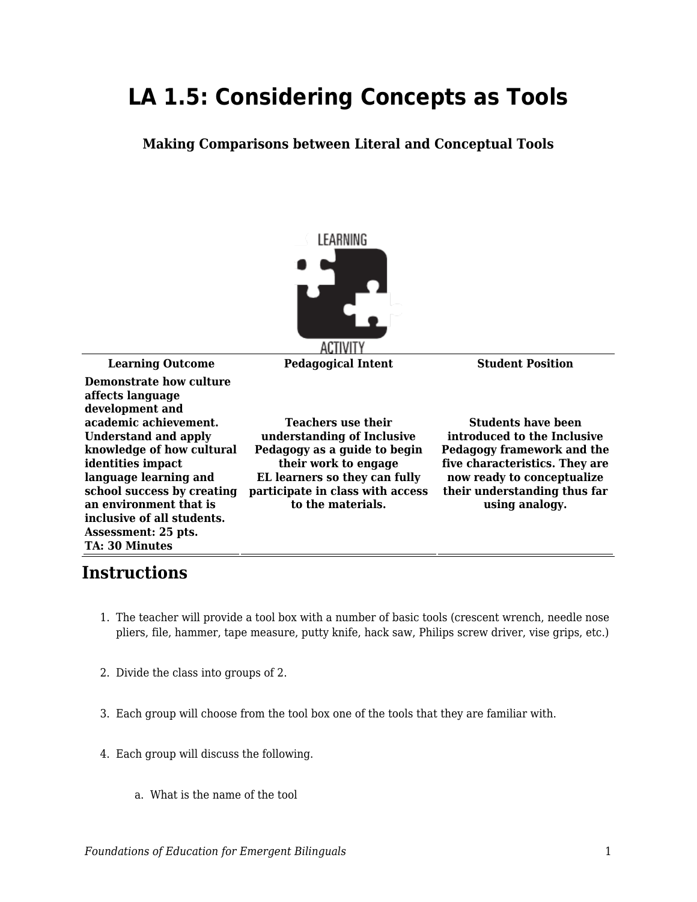# LA 1.5: Considering Concepts as Tools

### Making Comparisons between Literal and Conceptual Tools

| Learning Outcome | Pedagogical Intent | Student Position |
| --- | --- | --- |
| **Demonstrate how culture affects language development and academic achievement. Understand and apply knowledge of how cultural identities impact language learning and school success by creating an environment that is inclusive of all students. Assessment: 25 pts. TA: 30 Minutes** | **Teachers use their understanding of Inclusive Pedagogy as a guide to begin their work to engage EL learners so they can fully participate in class with access to the materials.** | **Students have been introduced to the Inclusive Pedagogy framework and the five characteristics. They are now ready to conceptualize their understanding thus far using analogy.** |

## Instructions

1. The teacher will provide a tool box with a number of basic tools (crescent wrench, needle nose pliers, file, hammer, tape measure, putty knife, hack saw, Philips screw driver, vise grips, etc.)
2. Divide the class into groups of 2.
3. Each group will choose from the tool box one of the tools that they are familiar with.
4. Each group will discuss the following.
    a. What is the name of the tool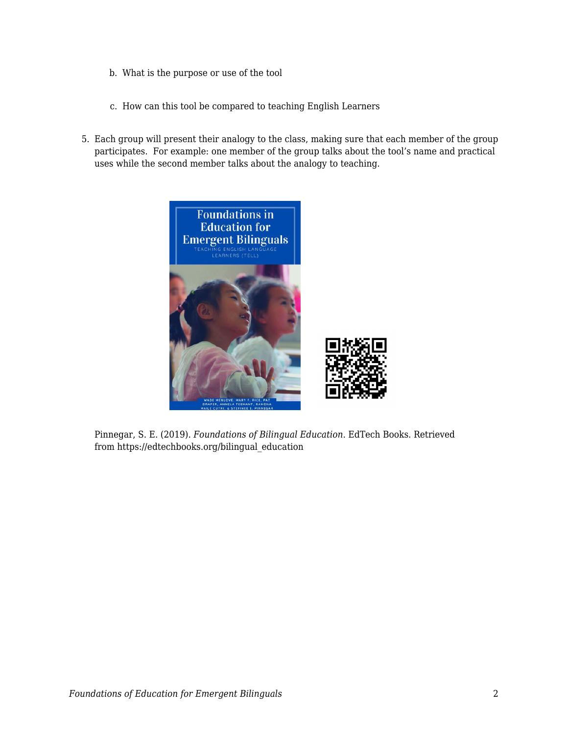b. What is the purpose or use of the tool

c. How can this tool be compared to teaching English Learners

5. Each group will present their analogy to the class, making sure that each member of the group participates. For example: one member of the group talks about the tool's name and practical uses while the second member talks about the analogy to teaching.

Pinnegar, S. E. (2019). *Foundations of Bilingual Education*. EdTech Books. Retrieved from https://edtechbooks.org/bilingual_education